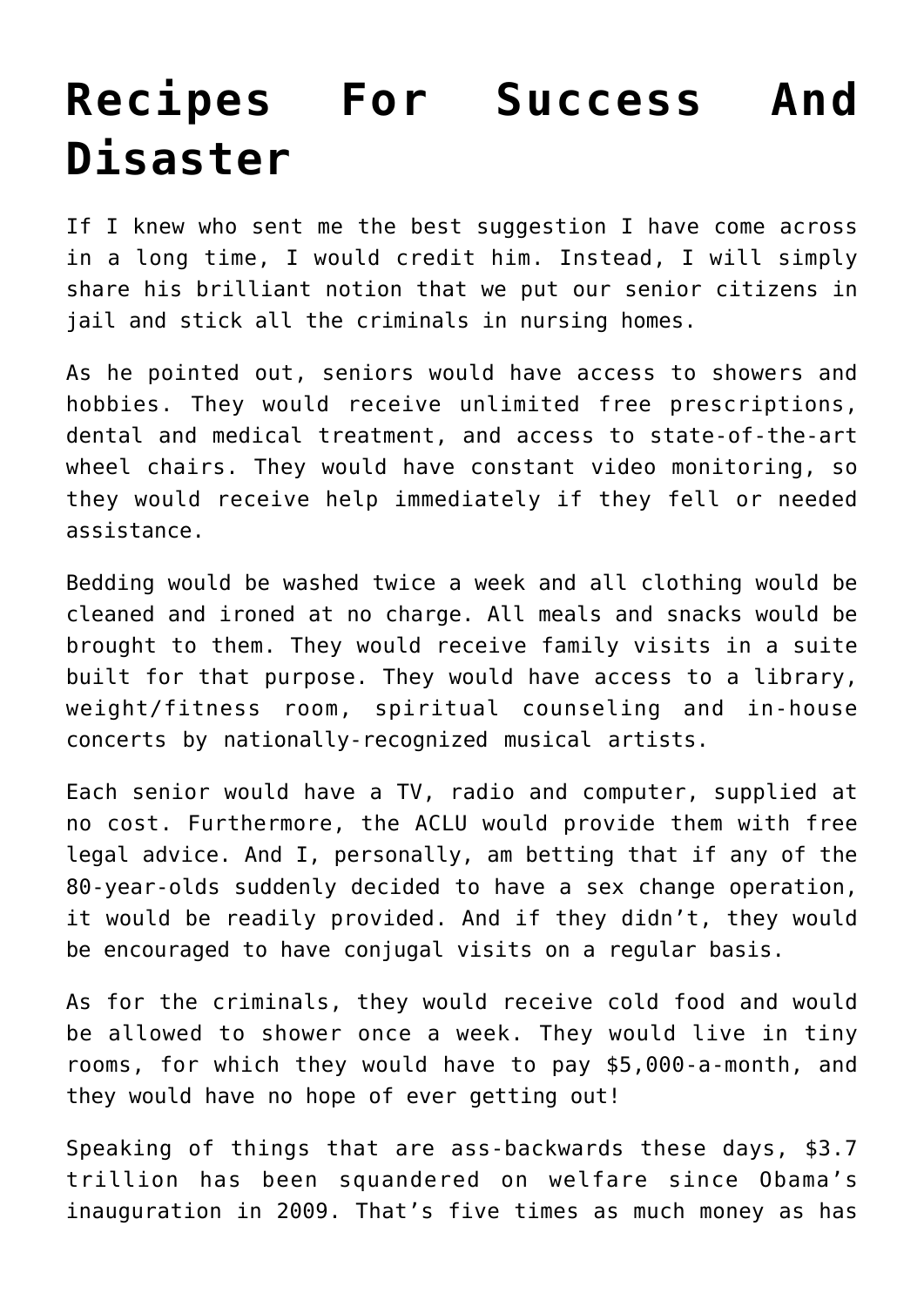# Recipes For Success And Disaster

If I knew who sent me the best suggestion I have come across in a long time, I would credit him. Instead, I will simply share his brilliant notion that we put our senior citizens in jail and stick all the criminals in nursing homes.

As he pointed out, seniors would have access to showers and hobbies. They would receive unlimited free prescriptions, dental and medical treatment, and access to state-of-the-art wheel chairs. They would have constant video monitoring, so they would receive help immediately if they fell or needed assistance.

Bedding would be washed twice a week and all clothing would be cleaned and ironed at no charge. All meals and snacks would be brought to them. They would receive family visits in a suite built for that purpose. They would have access to a library, weight/fitness room, spiritual counseling and in-house concerts by nationally-recognized musical artists.

Each senior would have a TV, radio and computer, supplied at no cost. Furthermore, the ACLU would provide them with free legal advice. And I, personally, am betting that if any of the 80-year-olds suddenly decided to have a sex change operation, it would be readily provided. And if they didn't, they would be encouraged to have conjugal visits on a regular basis.

As for the criminals, they would receive cold food and would be allowed to shower once a week. They would live in tiny rooms, for which they would have to pay $5,000-a-month, and they would have no hope of ever getting out!

Speaking of things that are ass-backwards these days, $3.7 trillion has been squandered on welfare since Obama's inauguration in 2009. That's five times as much money as has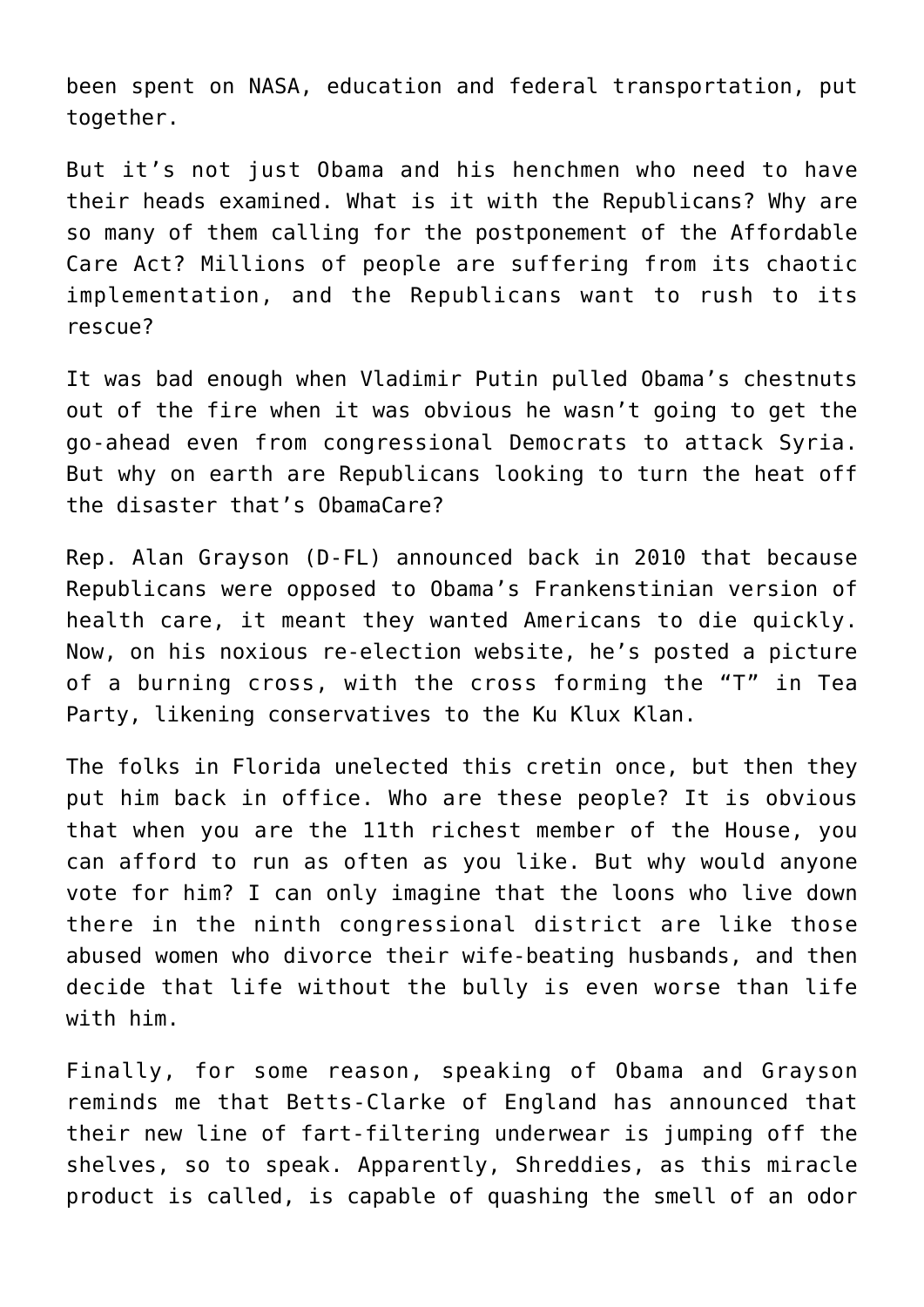been spent on NASA, education and federal transportation, put together.

But it's not just Obama and his henchmen who need to have their heads examined. What is it with the Republicans? Why are so many of them calling for the postponement of the Affordable Care Act? Millions of people are suffering from its chaotic implementation, and the Republicans want to rush to its rescue?

It was bad enough when Vladimir Putin pulled Obama's chestnuts out of the fire when it was obvious he wasn't going to get the go-ahead even from congressional Democrats to attack Syria. But why on earth are Republicans looking to turn the heat off the disaster that's ObamaCare?

Rep. Alan Grayson (D-FL) announced back in 2010 that because Republicans were opposed to Obama's Frankenstinian version of health care, it meant they wanted Americans to die quickly. Now, on his noxious re-election website, he's posted a picture of a burning cross, with the cross forming the "T" in Tea Party, likening conservatives to the Ku Klux Klan.

The folks in Florida unelected this cretin once, but then they put him back in office. Who are these people? It is obvious that when you are the 11th richest member of the House, you can afford to run as often as you like. But why would anyone vote for him? I can only imagine that the loons who live down there in the ninth congressional district are like those abused women who divorce their wife-beating husbands, and then decide that life without the bully is even worse than life with him.

Finally, for some reason, speaking of Obama and Grayson reminds me that Betts-Clarke of England has announced that their new line of fart-filtering underwear is jumping off the shelves, so to speak. Apparently, Shreddies, as this miracle product is called, is capable of quashing the smell of an odor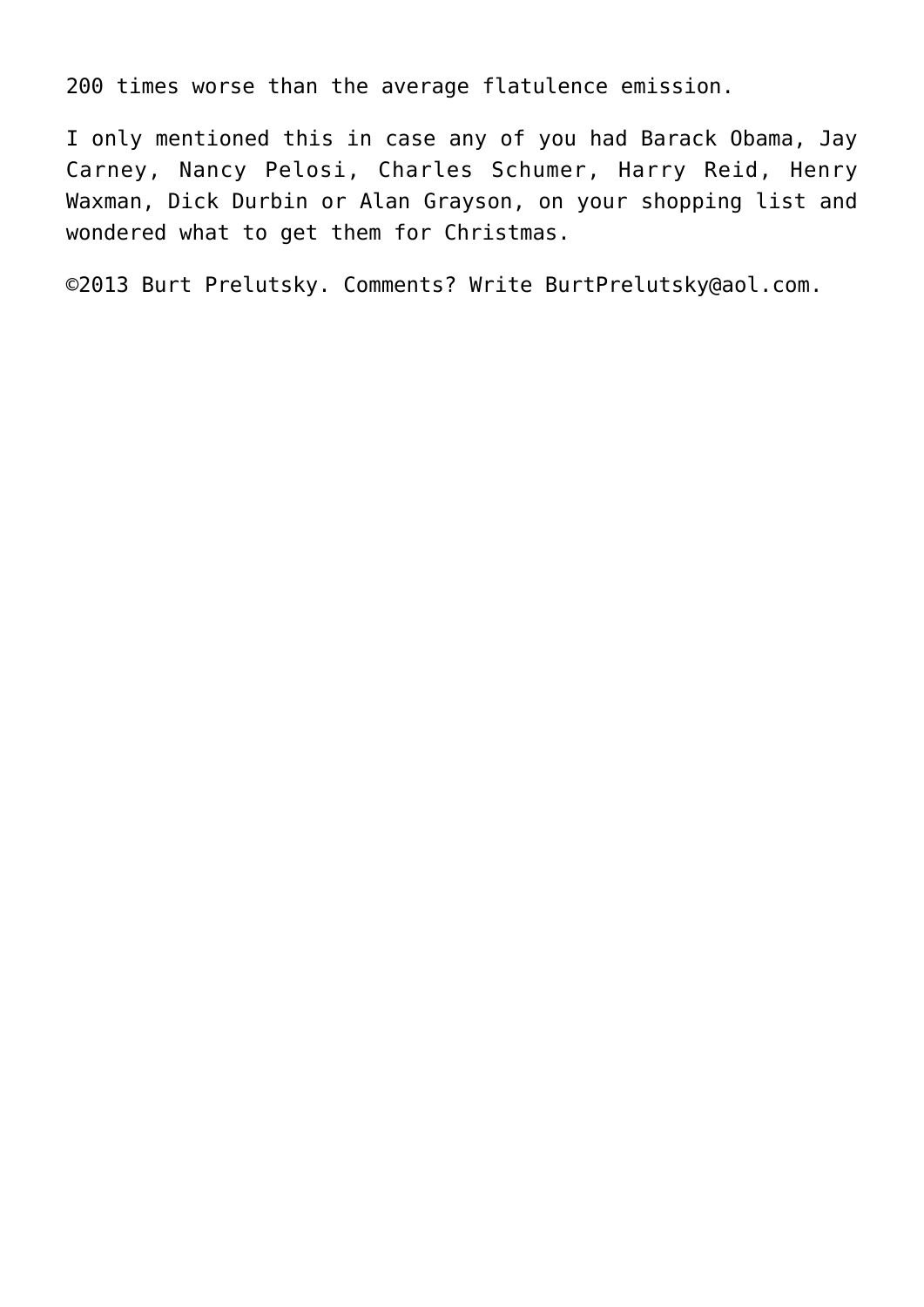200 times worse than the average flatulence emission.

I only mentioned this in case any of you had Barack Obama, Jay Carney, Nancy Pelosi, Charles Schumer, Harry Reid, Henry Waxman, Dick Durbin or Alan Grayson, on your shopping list and wondered what to get them for Christmas.

©2013 Burt Prelutsky. Comments? Write BurtPrelutsky@aol.com.